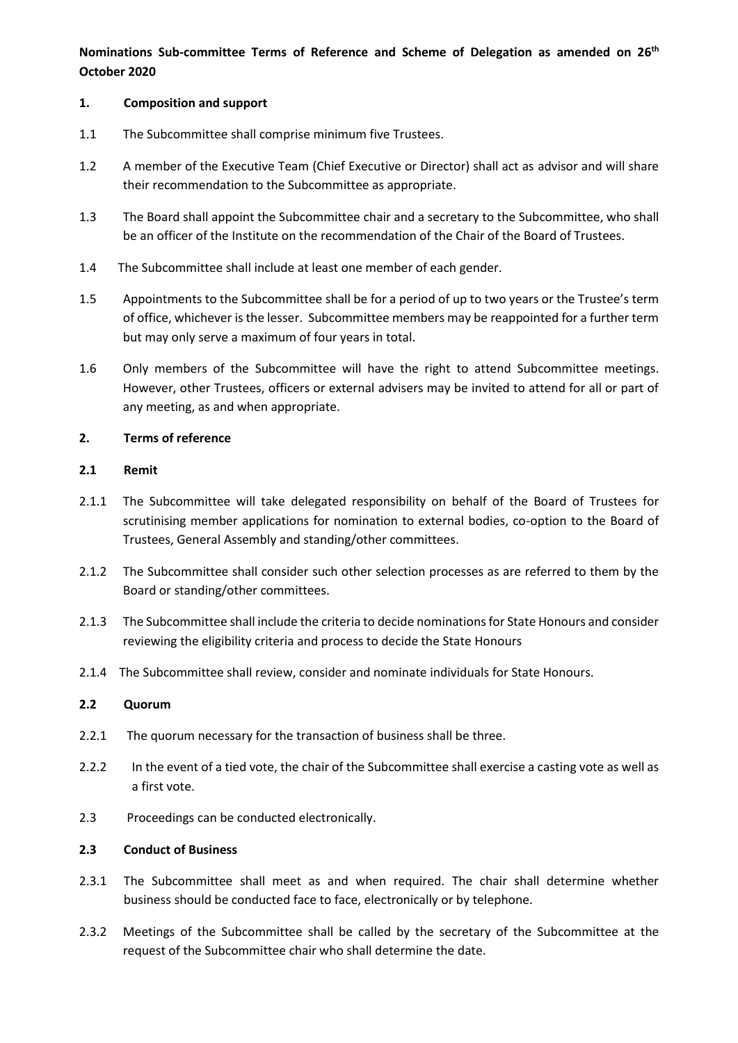**Nominations Sub-committee Terms of Reference and Scheme of Delegation as amended on 26th October 2020**

**1. Composition and support**

1.1 The Subcommittee shall comprise minimum five Trustees.

1.2 A member of the Executive Team (Chief Executive or Director) shall act as advisor and will share their recommendation to the Subcommittee as appropriate.

1.3 The Board shall appoint the Subcommittee chair and a secretary to the Subcommittee, who shall be an officer of the Institute on the recommendation of the Chair of the Board of Trustees.

1.4 The Subcommittee shall include at least one member of each gender.

1.5 Appointments to the Subcommittee shall be for a period of up to two years or the Trustee's term of office, whichever is the lesser. Subcommittee members may be reappointed for a further term but may only serve a maximum of four years in total.

1.6 Only members of the Subcommittee will have the right to attend Subcommittee meetings. However, other Trustees, officers or external advisers may be invited to attend for all or part of any meeting, as and when appropriate.

**2. Terms of reference**

**2.1 Remit**

2.1.1 The Subcommittee will take delegated responsibility on behalf of the Board of Trustees for scrutinising member applications for nomination to external bodies, co-option to the Board of Trustees, General Assembly and standing/other committees.

2.1.2 The Subcommittee shall consider such other selection processes as are referred to them by the Board or standing/other committees.

2.1.3 The Subcommittee shall include the criteria to decide nominations for State Honours and consider reviewing the eligibility criteria and process to decide the State Honours

2.1.4 The Subcommittee shall review, consider and nominate individuals for State Honours.

**2.2 Quorum**

2.2.1 The quorum necessary for the transaction of business shall be three.

2.2.2 In the event of a tied vote, the chair of the Subcommittee shall exercise a casting vote as well as a first vote.

2.3 Proceedings can be conducted electronically.

**2.3 Conduct of Business**

2.3.1 The Subcommittee shall meet as and when required. The chair shall determine whether business should be conducted face to face, electronically or by telephone.

2.3.2 Meetings of the Subcommittee shall be called by the secretary of the Subcommittee at the request of the Subcommittee chair who shall determine the date.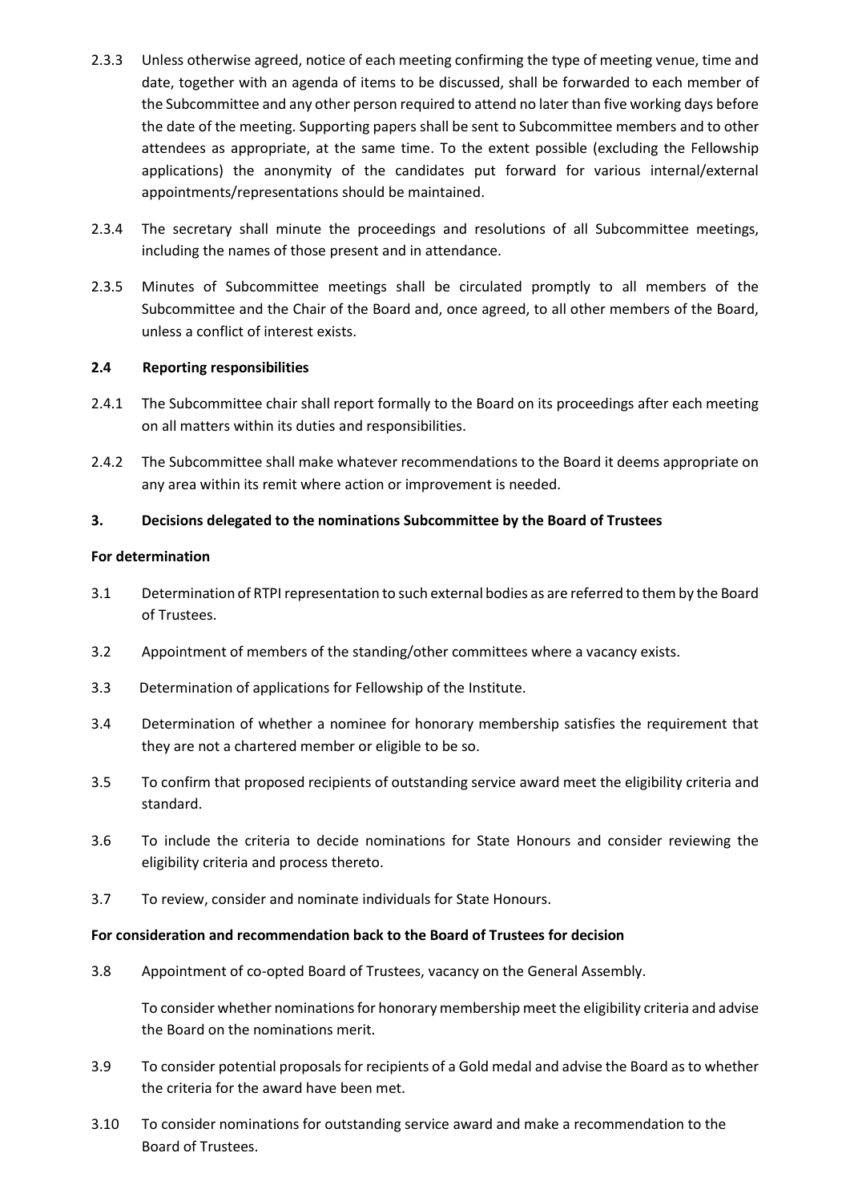2.3.3 Unless otherwise agreed, notice of each meeting confirming the type of meeting venue, time and date, together with an agenda of items to be discussed, shall be forwarded to each member of the Subcommittee and any other person required to attend no later than five working days before the date of the meeting. Supporting papers shall be sent to Subcommittee members and to other attendees as appropriate, at the same time. To the extent possible (excluding the Fellowship applications) the anonymity of the candidates put forward for various internal/external appointments/representations should be maintained.

2.3.4 The secretary shall minute the proceedings and resolutions of all Subcommittee meetings, including the names of those present and in attendance.

2.3.5 Minutes of Subcommittee meetings shall be circulated promptly to all members of the Subcommittee and the Chair of the Board and, once agreed, to all other members of the Board, unless a conflict of interest exists.

**2.4 Reporting responsibilities**

2.4.1 The Subcommittee chair shall report formally to the Board on its proceedings after each meeting on all matters within its duties and responsibilities.

2.4.2 The Subcommittee shall make whatever recommendations to the Board it deems appropriate on any area within its remit where action or improvement is needed.

**3. Decisions delegated to the nominations Subcommittee by the Board of Trustees**

**For determination**

3.1 Determination of RTPI representation to such external bodies as are referred to them by the Board of Trustees.

3.2 Appointment of members of the standing/other committees where a vacancy exists.

3.3 Determination of applications for Fellowship of the Institute.

3.4 Determination of whether a nominee for honorary membership satisfies the requirement that they are not a chartered member or eligible to be so.

3.5 To confirm that proposed recipients of outstanding service award meet the eligibility criteria and standard.

3.6 To include the criteria to decide nominations for State Honours and consider reviewing the eligibility criteria and process thereto.

3.7 To review, consider and nominate individuals for State Honours.

**For consideration and recommendation back to the Board of Trustees for decision**

3.8 Appointment of co-opted Board of Trustees, vacancy on the General Assembly.

To consider whether nominations for honorary membership meet the eligibility criteria and advise the Board on the nominations merit.

3.9 To consider potential proposals for recipients of a Gold medal and advise the Board as to whether the criteria for the award have been met.

3.10 To consider nominations for outstanding service award and make a recommendation to the Board of Trustees.